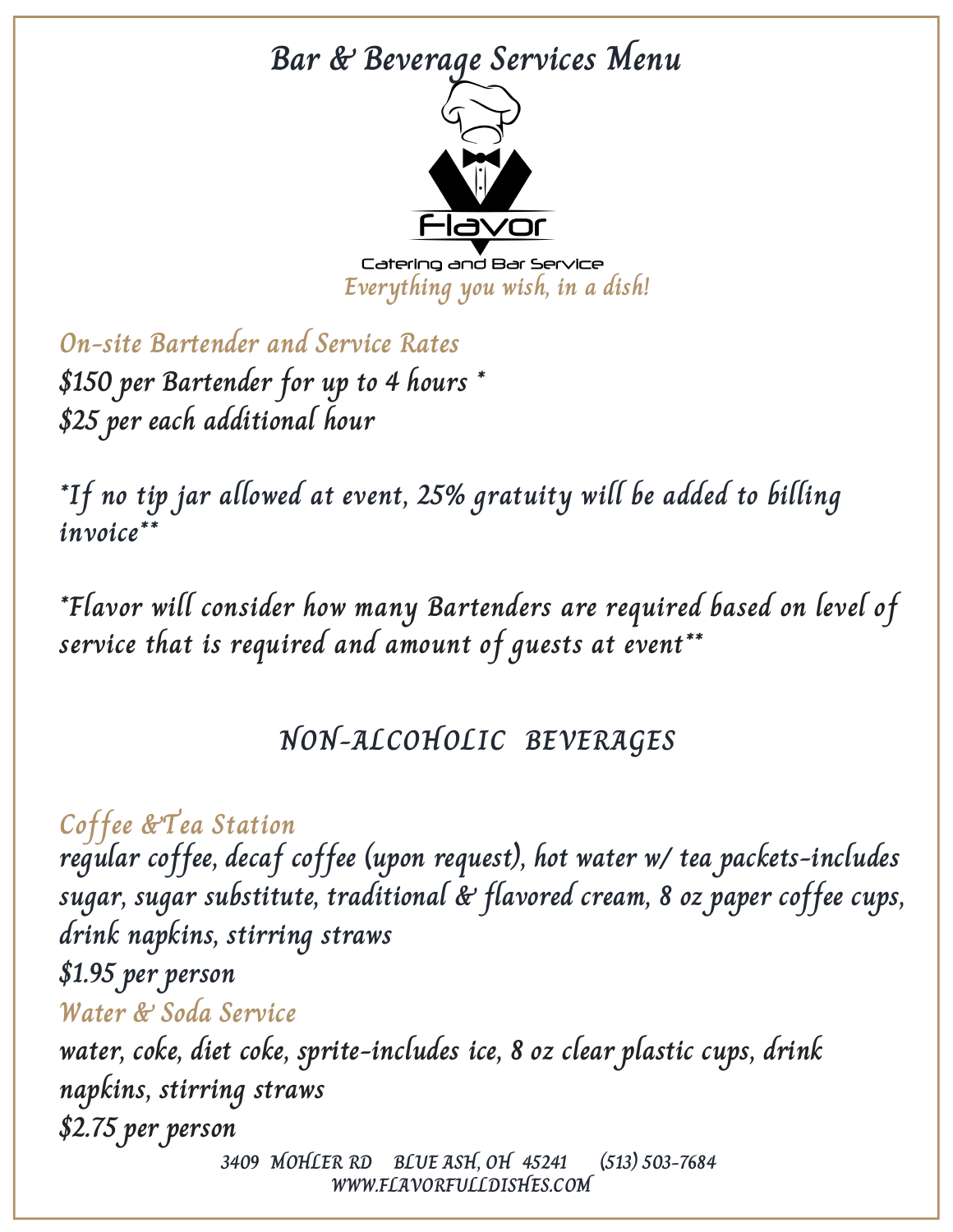# Bar & Beverage Services Menu

Flavor

Catering and Bar Service

*Everything you wish, in a dish!*

## On-site Bartender and Service Rates

$150 per Bartender for up to 4 hours *

$25 per each additional hour

*If no tip jar allowed at event, 25% gratuity will be added to billing invoice**

*Flavor will consider how many Bartenders are required based on level of service that is required and amount of guests at event**

## NON-ALCOHOLIC BEVERAGES

### Coffee &Tea Station

regular coffee, decaf coffee (upon request), hot water w/ tea packets-includes sugar, sugar substitute, traditional & flavored cream, 8 oz paper coffee cups, drink napkins, stirring straws

$1.95 per person

### Water & Soda Service

water, coke, diet coke, sprite-includes ice, 8 oz clear plastic cups, drink napkins, stirring straws

$2.75 per person

3409 MOHLER RD BLUE ASH, OH 45241 (513) 503-7684
WWW.FLAVORFULLDISHES.COM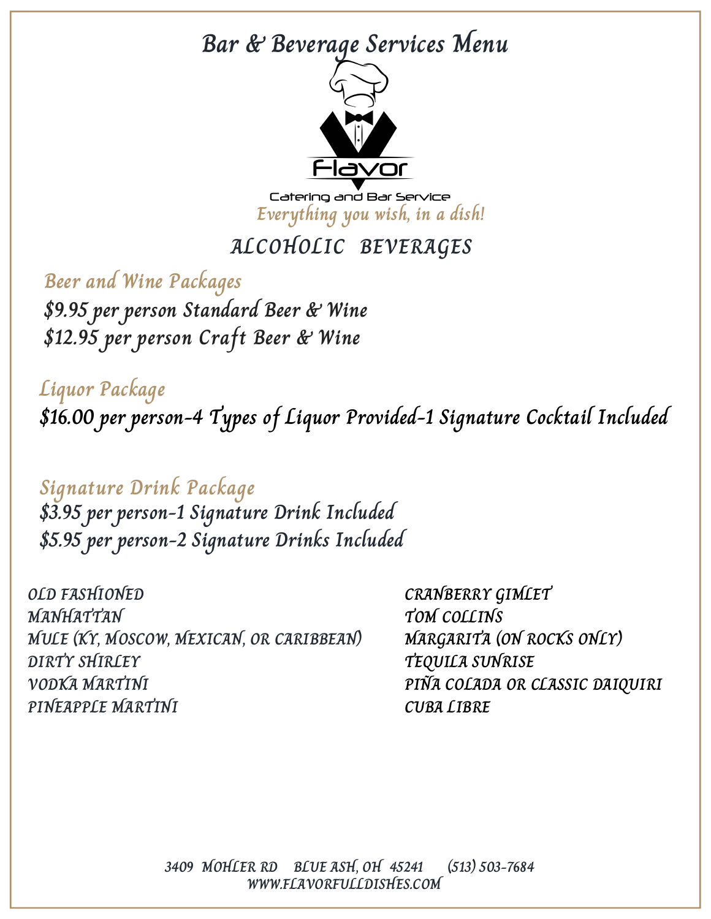# Bar & Beverage Services Menu

Flavor

Catering and Bar Service

*Everything you wish, in a dish!*

## ALCOHOLIC BEVERAGES

### Beer and Wine Packages

**$9.95 per person Standard Beer & Wine**

**$12.95 per person Craft Beer & Wine**

### Liquor Package

**$16.00 per person-4 Types of Liquor Provided-1 Signature Cocktail Included**

### Signature Drink Package

**$3.95 per person-1 Signature Drink Included**

**$5.95 per person-2 Signature Drinks Included**

OLD FASHIONED
MANHATTAN
MULE (KY, MOSCOW, MEXICAN, OR CARIBBEAN)
DIRTY SHIRLEY
VODKA MARTINI
PINEAPPLE MARTINI
CRANBERRY GIMLET
TOM COLLINS
MARGARITA (ON ROCKS ONLY)
TEQUILA SUNRISE
PIÑA COLADA OR CLASSIC DAIQUIRI
CUBA LIBRE

3409 MOHLER RD BLUE ASH, OH 45241 (513) 503-7684
WWW.FLAVORFULLDISHES.COM